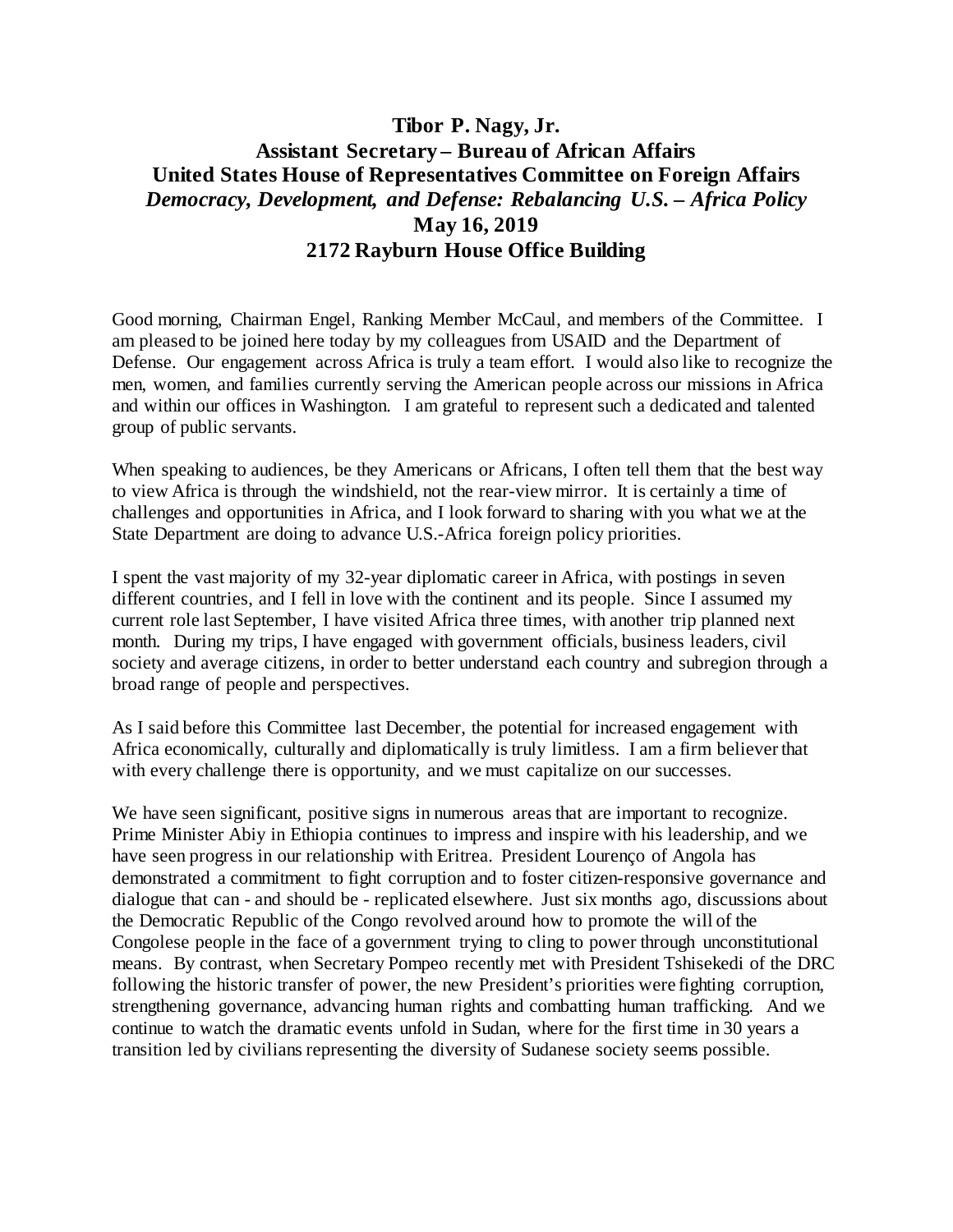# Tibor P. Nagy, Jr.
## Assistant Secretary – Bureau of African Affairs
## United States House of Representatives Committee on Foreign Affairs
## *Democracy, Development, and Defense: Rebalancing U.S. – Africa Policy*
## May 16, 2019
## 2172 Rayburn House Office Building

Good morning, Chairman Engel, Ranking Member McCaul, and members of the Committee. I am pleased to be joined here today by my colleagues from USAID and the Department of Defense. Our engagement across Africa is truly a team effort. I would also like to recognize the men, women, and families currently serving the American people across our missions in Africa and within our offices in Washington. I am grateful to represent such a dedicated and talented group of public servants.

When speaking to audiences, be they Americans or Africans, I often tell them that the best way to view Africa is through the windshield, not the rear-view mirror. It is certainly a time of challenges and opportunities in Africa, and I look forward to sharing with you what we at the State Department are doing to advance U.S.-Africa foreign policy priorities.

I spent the vast majority of my 32-year diplomatic career in Africa, with postings in seven different countries, and I fell in love with the continent and its people. Since I assumed my current role last September, I have visited Africa three times, with another trip planned next month. During my trips, I have engaged with government officials, business leaders, civil society and average citizens, in order to better understand each country and subregion through a broad range of people and perspectives.

As I said before this Committee last December, the potential for increased engagement with Africa economically, culturally and diplomatically is truly limitless. I am a firm believer that with every challenge there is opportunity, and we must capitalize on our successes.

We have seen significant, positive signs in numerous areas that are important to recognize. Prime Minister Abiy in Ethiopia continues to impress and inspire with his leadership, and we have seen progress in our relationship with Eritrea. President Lourenço of Angola has demonstrated a commitment to fight corruption and to foster citizen-responsive governance and dialogue that can - and should be - replicated elsewhere. Just six months ago, discussions about the Democratic Republic of the Congo revolved around how to promote the will of the Congolese people in the face of a government trying to cling to power through unconstitutional means. By contrast, when Secretary Pompeo recently met with President Tshisekedi of the DRC following the historic transfer of power, the new President's priorities were fighting corruption, strengthening governance, advancing human rights and combatting human trafficking. And we continue to watch the dramatic events unfold in Sudan, where for the first time in 30 years a transition led by civilians representing the diversity of Sudanese society seems possible.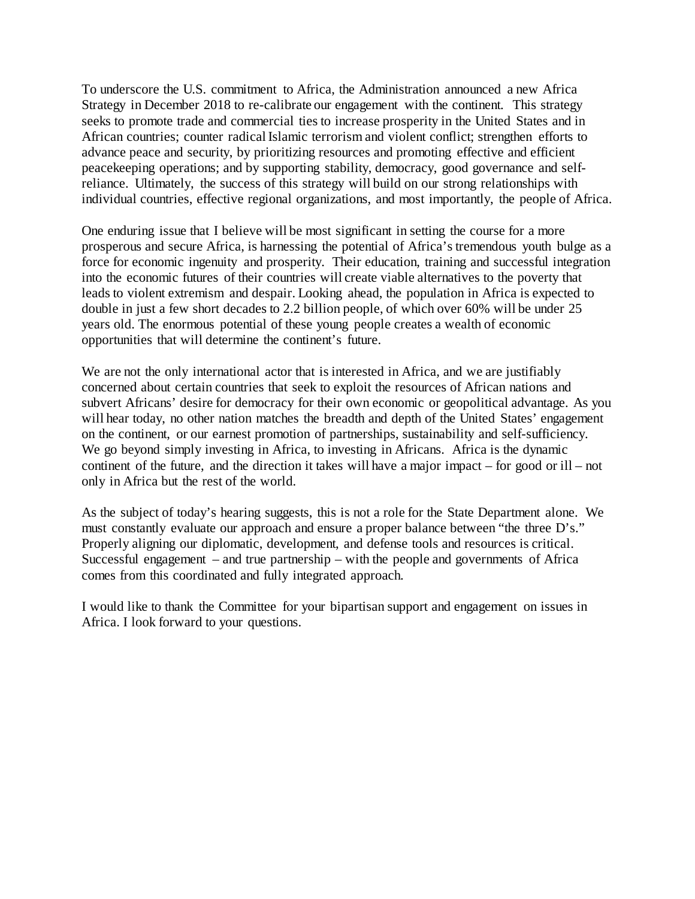To underscore the U.S. commitment to Africa, the Administration announced a new Africa Strategy in December 2018 to re-calibrate our engagement with the continent. This strategy seeks to promote trade and commercial ties to increase prosperity in the United States and in African countries; counter radical Islamic terrorism and violent conflict; strengthen efforts to advance peace and security, by prioritizing resources and promoting effective and efficient peacekeeping operations; and by supporting stability, democracy, good governance and self-reliance. Ultimately, the success of this strategy will build on our strong relationships with individual countries, effective regional organizations, and most importantly, the people of Africa.

One enduring issue that I believe will be most significant in setting the course for a more prosperous and secure Africa, is harnessing the potential of Africa's tremendous youth bulge as a force for economic ingenuity and prosperity. Their education, training and successful integration into the economic futures of their countries will create viable alternatives to the poverty that leads to violent extremism and despair. Looking ahead, the population in Africa is expected to double in just a few short decades to 2.2 billion people, of which over 60% will be under 25 years old. The enormous potential of these young people creates a wealth of economic opportunities that will determine the continent's future.

We are not the only international actor that is interested in Africa, and we are justifiably concerned about certain countries that seek to exploit the resources of African nations and subvert Africans' desire for democracy for their own economic or geopolitical advantage. As you will hear today, no other nation matches the breadth and depth of the United States' engagement on the continent, or our earnest promotion of partnerships, sustainability and self-sufficiency. We go beyond simply investing in Africa, to investing in Africans. Africa is the dynamic continent of the future, and the direction it takes will have a major impact – for good or ill – not only in Africa but the rest of the world.

As the subject of today's hearing suggests, this is not a role for the State Department alone. We must constantly evaluate our approach and ensure a proper balance between "the three D's." Properly aligning our diplomatic, development, and defense tools and resources is critical. Successful engagement – and true partnership – with the people and governments of Africa comes from this coordinated and fully integrated approach.

I would like to thank the Committee for your bipartisan support and engagement on issues in Africa. I look forward to your questions.